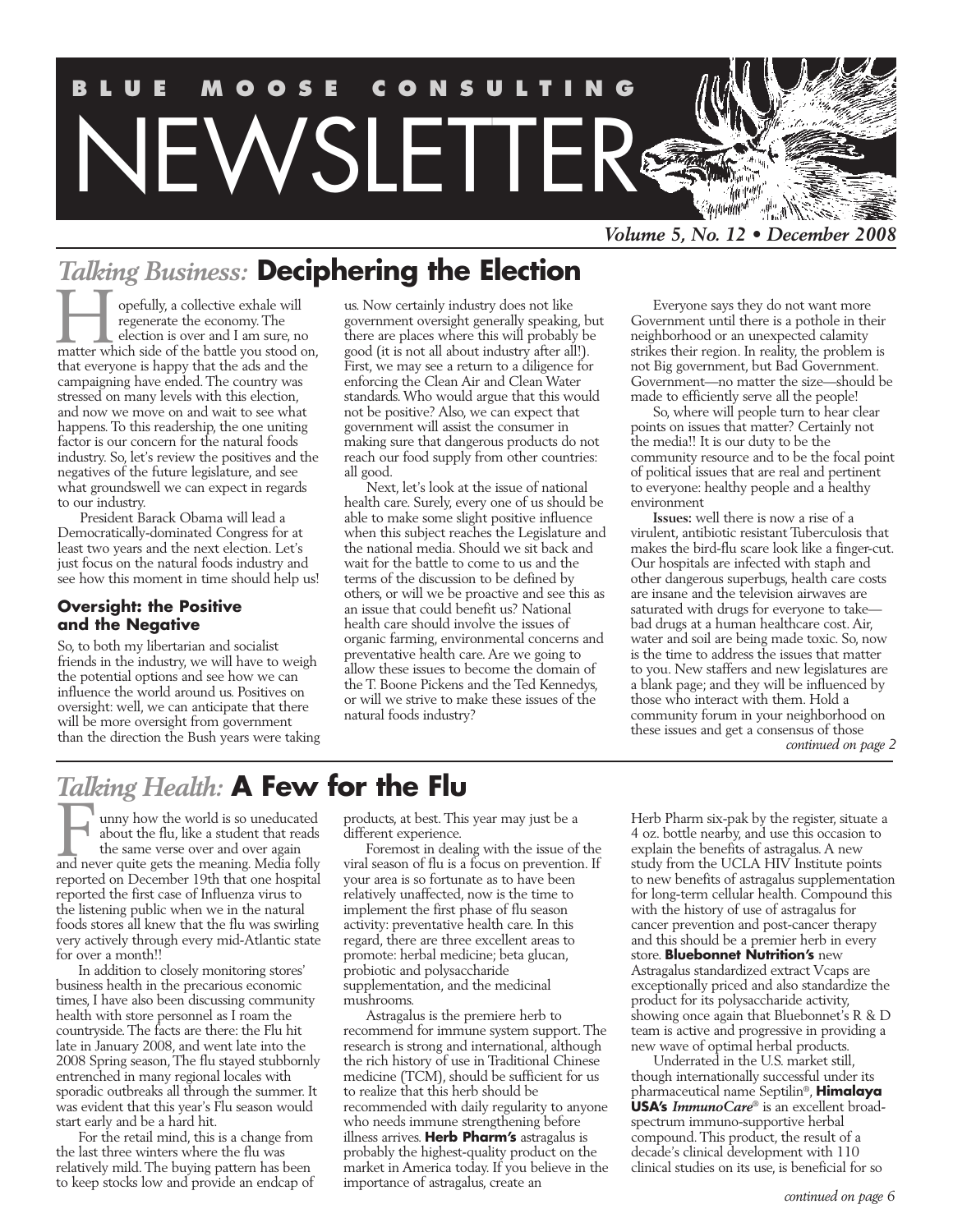# BLUE MOOSE CONSULTING NEWSLETTER

*Volume 5, No. 12 • December 2008*

## *Talking Business:* Deciphering the Election

Hopefully, a collective exhale will regenerate the economy. The election is over and I am sure, no matter which side of the battle you stood on, that everyone is happy that the ads and the campaigning have ended. The country was stressed on many levels with this election, and now we move on and wait to see what happens. To this readership, the one uniting factor is our concern for the natural foods industry. So, let's review the positives and the negatives of the future legislature, and see what groundswell we can expect in regards to our industry.

President Barack Obama will lead a Democratically-dominated Congress for at least two years and the next election. Let's just focus on the natural foods industry and see how this moment in time should help us!

### Oversight: the Positive and the Negative

So, to both my libertarian and socialist friends in the industry, we will have to weigh the potential options and see how we can influence the world around us. Positives on oversight: well, we can anticipate that there will be more oversight from government than the direction the Bush years were taking us. Now certainly industry does not like government oversight generally speaking, but there are places where this will probably be good (it is not all about industry after all!). First, we may see a return to a diligence for enforcing the Clean Air and Clean Water standards. Who would argue that this would not be positive? Also, we can expect that government will assist the consumer in making sure that dangerous products do not reach our food supply from other countries: all good.

Next, let's look at the issue of national health care. Surely, every one of us should be able to make some slight positive influence when this subject reaches the Legislature and the national media. Should we sit back and wait for the battle to come to us and the terms of the discussion to be defined by others, or will we be proactive and see this as an issue that could benefit us? National health care should involve the issues of organic farming, environmental concerns and preventative health care. Are we going to allow these issues to become the domain of the T. Boone Pickens and the Ted Kennedys, or will we strive to make these issues of the natural foods industry?

Everyone says they do not want more Government until there is a pothole in their neighborhood or an unexpected calamity strikes their region. In reality, the problem is not Big government, but Bad Government. Government—no matter the size—should be made to efficiently serve all the people!

So, where will people turn to hear clear points on issues that matter? Certainly not the media!! It is our duty to be the community resource and to be the focal point of political issues that are real and pertinent to everyone: healthy people and a healthy environment

**Issues:** well there is now a rise of a virulent, antibiotic resistant Tuberculosis that makes the bird-flu scare look like a finger-cut. Our hospitals are infected with staph and other dangerous superbugs, health care costs are insane and the television airwaves are saturated with drugs for everyone to take—bad drugs at a human healthcare cost. Air, water and soil are being made toxic. So, now is the time to address the issues that matter to you. New staffers and new legislatures are a blank page; and they will be influenced by those who interact with them. Hold a community forum in your neighborhood on these issues and get a consensus of those

*continued on page 2*

## *Talking Health:* A Few for the Flu

Funny how the world is so uneducated about the flu, like a student that reads the same verse over and over again and never quite gets the meaning. Media folly reported on December 19th that one hospital reported the first case of Influenza virus to the listening public when we in the natural foods stores all knew that the flu was swirling very actively through every mid-Atlantic state for over a month!!

In addition to closely monitoring stores' business health in the precarious economic times, I have also been discussing community health with store personnel as I roam the countryside. The facts are there: the Flu hit late in January 2008, and went late into the 2008 Spring season, The flu stayed stubbornly entrenched in many regional locales with sporadic outbreaks all through the summer. It was evident that this year's Flu season would start early and be a hard hit.

For the retail mind, this is a change from the last three winters where the flu was relatively mild. The buying pattern has been to keep stocks low and provide an endcap of products, at best. This year may just be a different experience.

Foremost in dealing with the issue of the viral season of flu is a focus on prevention. If your area is so fortunate as to have been relatively unaffected, now is the time to implement the first phase of flu season activity: preventative health care. In this regard, there are three excellent areas to promote: herbal medicine; beta glucan, probiotic and polysaccharide supplementation, and the medicinal mushrooms.

Astragalus is the premiere herb to recommend for immune system support. The research is strong and international, although the rich history of use in Traditional Chinese medicine (TCM), should be sufficient for us to realize that this herb should be recommended with daily regularity to anyone who needs immune strengthening before illness arrives. **Herb Pharm's** astragalus is probably the highest-quality product on the market in America today. If you believe in the importance of astragalus, create an Herb Pharm six-pak by the register, situate a 4 oz. bottle nearby, and use this occasion to explain the benefits of astragalus. A new study from the UCLA HIV Institute points to new benefits of astragalus supplementation for long-term cellular health. Compound this with the history of use of astragalus for cancer prevention and post-cancer therapy and this should be a premier herb in every store. **Bluebonnet Nutrition's** new Astragalus standardized extract Vcaps are exceptionally priced and also standardize the product for its polysaccharide activity, showing once again that Bluebonnet's R & D team is active and progressive in providing a new wave of optimal herbal products.

Underrated in the U.S. market still, though internationally successful under its pharmaceutical name Septilin®, **Himalaya USA's** ***ImmunoCare***® is an excellent broad-spectrum immuno-supportive herbal compound. This product, the result of a decade's clinical development with 110 clinical studies on its use, is beneficial for so

*continued on page 6*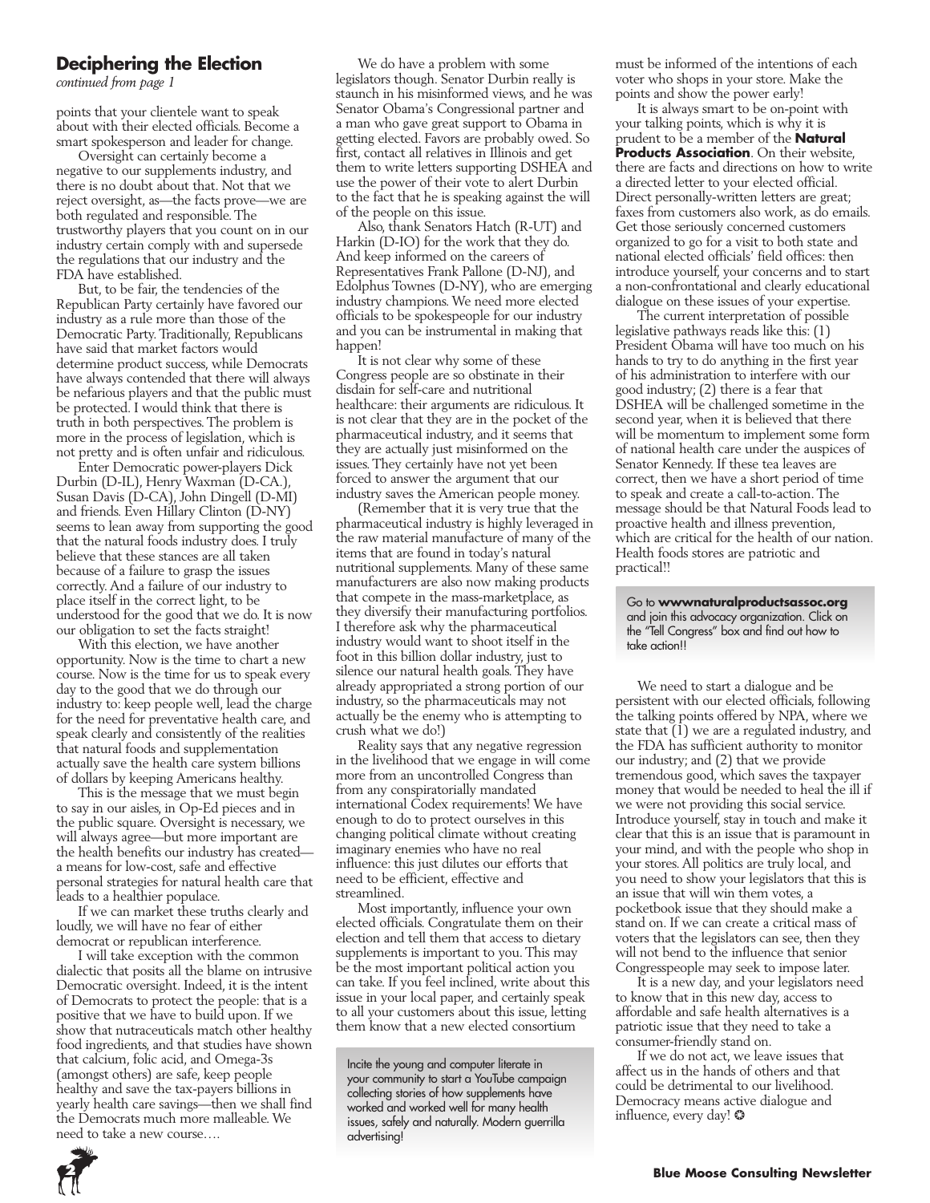## Deciphering the Election

*continued from page 1*

points that your clientele want to speak about with their elected officials. Become a smart spokesperson and leader for change.

Oversight can certainly become a negative to our supplements industry, and there is no doubt about that. Not that we reject oversight, as—the facts prove—we are both regulated and responsible. The trustworthy players that you count on in our industry certain comply with and supersede the regulations that our industry and the FDA have established.

But, to be fair, the tendencies of the Republican Party certainly have favored our industry as a rule more than those of the Democratic Party. Traditionally, Republicans have said that market factors would determine product success, while Democrats have always contended that there will always be nefarious players and that the public must be protected. I would think that there is truth in both perspectives. The problem is more in the process of legislation, which is not pretty and is often unfair and ridiculous.

Enter Democratic power-players Dick Durbin (D-IL), Henry Waxman (D-CA.), Susan Davis (D-CA), John Dingell (D-MI) and friends. Even Hillary Clinton (D-NY) seems to lean away from supporting the good that the natural foods industry does. I truly believe that these stances are all taken because of a failure to grasp the issues correctly. And a failure of our industry to place itself in the correct light, to be understood for the good that we do. It is now our obligation to set the facts straight!

With this election, we have another opportunity. Now is the time to chart a new course. Now is the time for us to speak every day to the good that we do through our industry to: keep people well, lead the charge for the need for preventative health care, and speak clearly and consistently of the realities that natural foods and supplementation actually save the health care system billions of dollars by keeping Americans healthy.

This is the message that we must begin to say in our aisles, in Op-Ed pieces and in the public square. Oversight is necessary, we will always agree—but more important are the health benefits our industry has created—a means for low-cost, safe and effective personal strategies for natural health care that leads to a healthier populace.

If we can market these truths clearly and loudly, we will have no fear of either democrat or republican interference.

I will take exception with the common dialectic that posits all the blame on intrusive Democratic oversight. Indeed, it is the intent of Democrats to protect the people: that is a positive that we have to build upon. If we show that nutraceuticals match other healthy food ingredients, and that studies have shown that calcium, folic acid, and Omega-3s (amongst others) are safe, keep people healthy and save the tax-payers billions in yearly health care savings—then we shall find the Democrats much more malleable. We need to take a new course….

We do have a problem with some legislators though. Senator Durbin really is staunch in his misinformed views, and he was Senator Obama's Congressional partner and a man who gave great support to Obama in getting elected. Favors are probably owed. So first, contact all relatives in Illinois and get them to write letters supporting DSHEA and use the power of their vote to alert Durbin to the fact that he is speaking against the will of the people on this issue.

Also, thank Senators Hatch (R-UT) and Harkin (D-IO) for the work that they do. And keep informed on the careers of Representatives Frank Pallone (D-NJ), and Edolphus Townes (D-NY), who are emerging industry champions. We need more elected officials to be spokespeople for our industry and you can be instrumental in making that happen!

It is not clear why some of these Congress people are so obstinate in their disdain for self-care and nutritional healthcare: their arguments are ridiculous. It is not clear that they are in the pocket of the pharmaceutical industry, and it seems that they are actually just misinformed on the issues. They certainly have not yet been forced to answer the argument that our industry saves the American people money.

(Remember that it is very true that the pharmaceutical industry is highly leveraged in the raw material manufacture of many of the items that are found in today's natural nutritional supplements. Many of these same manufacturers are also now making products that compete in the mass-marketplace, as they diversify their manufacturing portfolios. I therefore ask why the pharmaceutical industry would want to shoot itself in the foot in this billion dollar industry, just to silence our natural health goals. They have already appropriated a strong portion of our industry, so the pharmaceuticals may not actually be the enemy who is attempting to crush what we do!)

Reality says that any negative regression in the livelihood that we engage in will come more from an uncontrolled Congress than from any conspiratorially mandated international Codex requirements! We have enough to do to protect ourselves in this changing political climate without creating imaginary enemies who have no real influence: this just dilutes our efforts that need to be efficient, effective and streamlined.

Most importantly, influence your own elected officials. Congratulate them on their election and tell them that access to dietary supplements is important to you. This may be the most important political action you can take. If you feel inclined, write about this issue in your local paper, and certainly speak to all your customers about this issue, letting them know that a new elected consortium must be informed of the intentions of each voter who shops in your store. Make the points and show the power early!

> Incite the young and computer literate in your community to start a YouTube campaign collecting stories of how supplements have worked and worked well for many health issues, safely and naturally. Modern guerrilla advertising!

It is always smart to be on-point with your talking points, which is why it is prudent to be a member of the **Natural Products Association**. On their website, there are facts and directions on how to write a directed letter to your elected official. Direct personally-written letters are great; faxes from customers also work, as do emails. Get those seriously concerned customers organized to go for a visit to both state and national elected officials' field offices: then introduce yourself, your concerns and to start a non-confrontational and clearly educational dialogue on these issues of your expertise.

The current interpretation of possible legislative pathways reads like this: (1) President Obama will have too much on his hands to try to do anything in the first year of his administration to interfere with our good industry; (2) there is a fear that DSHEA will be challenged sometime in the second year, when it is believed that there will be momentum to implement some form of national health care under the auspices of Senator Kennedy. If these tea leaves are correct, then we have a short period of time to speak and create a call-to-action. The message should be that Natural Foods lead to proactive health and illness prevention, which are critical for the health of our nation. Health foods stores are patriotic and practical!!

> Go to **wwwnaturalproductsassoc.org** and join this advocacy organization. Click on the "Tell Congress" box and find out how to take action!!

We need to start a dialogue and be persistent with our elected officials, following the talking points offered by NPA, where we state that (1) we are a regulated industry, and the FDA has sufficient authority to monitor our industry; and (2) that we provide tremendous good, which saves the taxpayer money that would be needed to heal the ill if we were not providing this social service. Introduce yourself, stay in touch and make it clear that this is an issue that is paramount in your mind, and with the people who shop in your stores. All politics are truly local, and you need to show your legislators that this is an issue that will win them votes, a pocketbook issue that they should make a stand on. If we can create a critical mass of voters that the legislators can see, then they will not bend to the influence that senior Congresspeople may seek to impose later.

It is a new day, and your legislators need to know that in this new day, access to affordable and safe health alternatives is a patriotic issue that they need to take a consumer-friendly stand on.

If we do not act, we leave issues that affect us in the hands of others and that could be detrimental to our livelihood. Democracy means active dialogue and influence, every day! ✪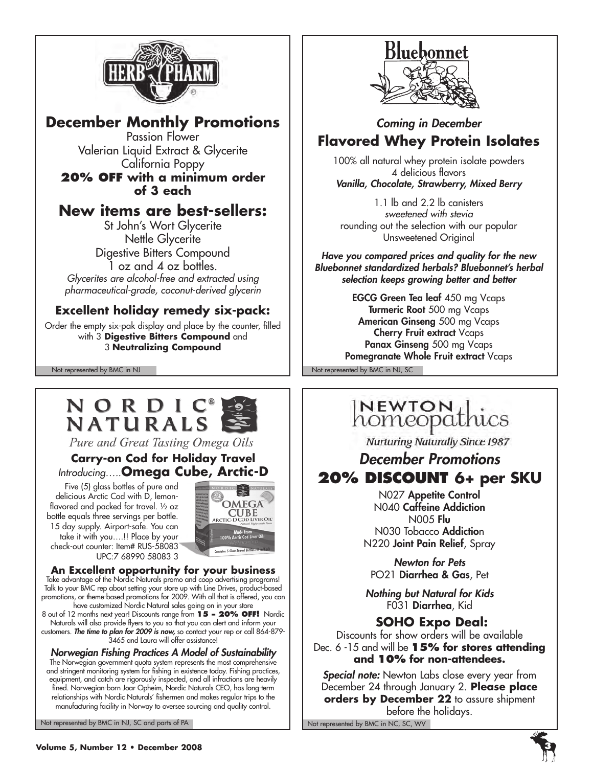HERB PHARM

## December Monthly Promotions

Passion Flower
Valerian Liquid Extract & Glycerite
California Poppy
**20% OFF with a minimum order of 3 each**

## New items are best-sellers:

St John's Wort Glycerite
Nettle Glycerite
Digestive Bitters Compound
1 oz and 4 oz bottles.
*Glycerites are alcohol-free and extracted using pharmaceutical-grade, coconut-derived glycerin*

### Excellent holiday remedy six-pack:

Order the empty six-pak display and place by the counter, filled with 3 **Digestive Bitters Compound** and 3 **Neutralizing Compound**

Not represented by BMC in NJ

---

Bluebonnet

*Coming in December*

## Flavored Whey Protein Isolates

100% all natural whey protein isolate powders
4 delicious flavors
***Vanilla, Chocolate, Strawberry, Mixed Berry***

1.1 lb and 2.2 lb canisters
*sweetened with stevia*
rounding out the selection with our popular Unsweetened Original

***Have you compared prices and quality for the new Bluebonnet standardized herbals? Bluebonnet's herbal selection keeps growing better and better***

**EGCG Green Tea leaf** 450 mg Vcaps
**Turmeric Root** 500 mg Vcaps
**American Ginseng** 500 mg Vcaps
**Cherry Fruit extract** Vcaps
**Panax Ginseng** 500 mg Vcaps
**Pomegranate Whole Fruit extract** Vcaps

Not represented by BMC in NJ, SC

---

NORDIC® NATURALS

*Pure and Great Tasting Omega Oils*

### Carry-on Cod for Holiday Travel

*Introducing…..* **Omega Cube, Arctic-D**

Five (5) glass bottles of pure and delicious Arctic Cod with D, lemon-flavored and packed for travel. ½ oz bottle equals three servings per bottle. 15 day supply. Airport-safe. You can take it with you….!! Place by your check-out counter: Item# RUS-58083 UPC:7 68990 58083 3

### An Excellent opportunity for your business

Take advantage of the Nordic Naturals promo and coop advertising programs! Talk to your BMC rep about setting your store up with Line Drives, product-based promotions, or theme-based promotions for 2009. With all that is offered, you can have customized Nordic Natural sales going on in your store 8 out of 12 months next year! Discounts range from **15 – 20% OFF!** Nordic Naturals will also provide flyers to you so that you can alert and inform your customers. ***The time to plan for 2009 is now,*** so contact your rep or call 864-879-3465 and Laura will offer assistance!

### *Norwegian Fishing Practices A Model of Sustainability*

The Norwegian government quota system represents the most comprehensive and stringent monitoring system for fishing in existence today. Fishing practices, equipment, and catch are rigorously inspected, and all infractions are heavily fined. Norwegian-born Joar Opheim, Nordic Naturals CEO, has long-term relationships with Nordic Naturals' fishermen and makes regular trips to the manufacturing facility in Norway to oversee sourcing and quality control.

Not represented by BMC in NJ, SC and parts of PA

---

NEWTON homeopathics

*Nurturing Naturally Since 1987*

## *December Promotions*

## 20% DISCOUNT 6+ per SKU

N027 **Appetite Control**
N040 **Caffeine Addiction**
N005 **Flu**
N030 Tobacco **Addictio**n
N220 **Joint Pain Relief**, Spray

***Newton for Pets***
PO21 **Diarrhea & Gas**, Pet

***Nothing but Natural for Kids***
F031 **Diarrhea**, Kid

### SOHO Expo Deal:

Discounts for show orders will be available Dec. 6 -15 and will be **15% for stores attending and 10% for non-attendees.**

***Special note:*** Newton Labs close every year from December 24 through January 2. **Please place orders by December 22** to assure shipment before the holidays.

Not represented by BMC in NC, SC, WV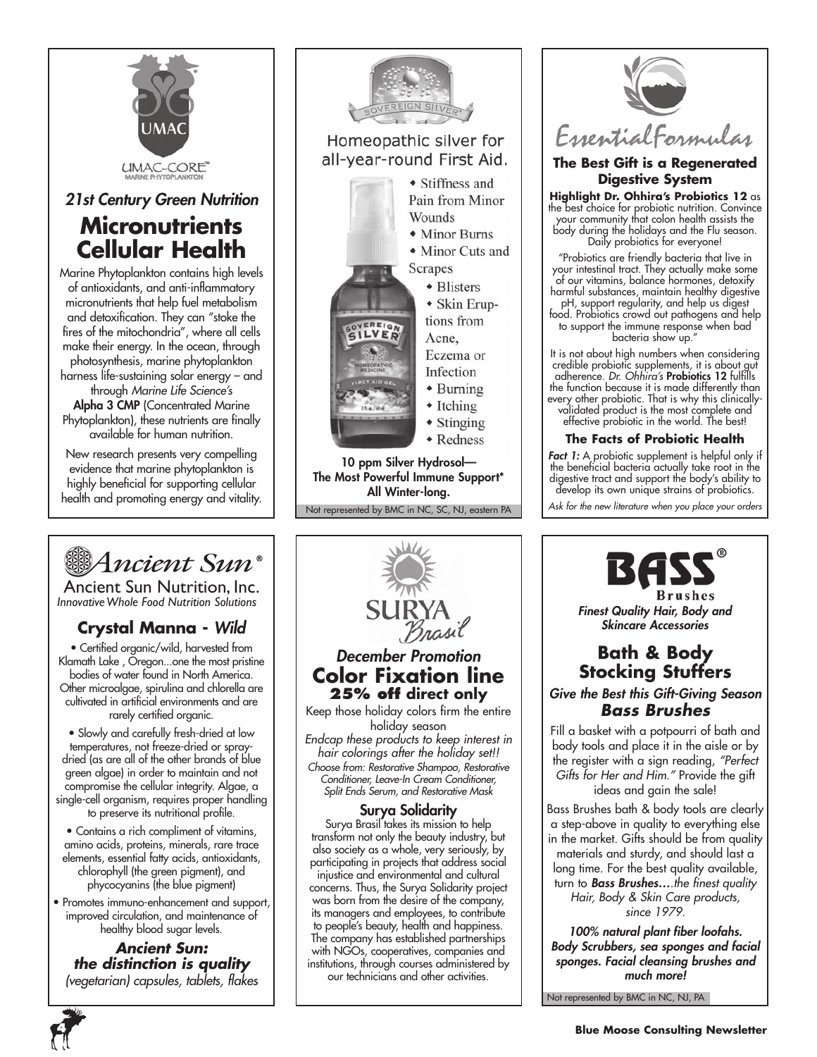UMAC

UMAC-CORE™
MARINE PHYTOPLANKTON

*21st Century Green Nutrition*

## Micronutrients Cellular Health

Marine Phytoplankton contains high levels of antioxidants, and anti-inflammatory micronutrients that help fuel metabolism and detoxification. They can "stoke the fires of the mitochondria", where all cells make their energy. In the ocean, through photosynthesis, marine phytoplankton harness life-sustaining solar energy – and through *Marine Life Science's* **Alpha 3 CMP** (Concentrated Marine Phytoplankton), these nutrients are finally available for human nutrition.

New research presents very compelling evidence that marine phytoplankton is highly beneficial for supporting cellular health and promoting energy and vitality.

---

SOVEREIGN SILVER®

## Homeopathic silver for all-year-round First Aid.

- Stiffness and Pain from Minor Wounds
- Minor Burns
- Minor Cuts and Scrapes
- Blisters
- Skin Eruptions from Acne, Eczema or Infection
- Burning
- Itching
- Stinging
- Redness

**10 ppm Silver Hydrosol— The Most Powerful Immune Support* All Winter-long.**

Not represented by BMC in NC, SC, NJ, eastern PA

---

*EssentialFormulas*

### The Best Gift is a Regenerated Digestive System

**Highlight Dr. Ohhira's Probiotics 12** as the best choice for probiotic nutrition. Convince your community that colon health assists the body during the holidays and the Flu season. Daily probiotics for everyone!

"Probiotics are friendly bacteria that live in your intestinal tract. They actually make some of our vitamins, balance hormones, detoxify harmful substances, maintain healthy digestive pH, support regularity, and help us digest food. Probiotics crowd out pathogens and help to support the immune response when bad bacteria show up."

It is not about high numbers when considering credible probiotic supplements, it is about gut adherence. *Dr. Ohhira's* **Probiotics 12** fulfills the function because it is made differently than every other probiotic. That is why this clinically-validated product is the most complete and effective probiotic in the world. The best!

### The Facts of Probiotic Health

***Fact 1:*** A probiotic supplement is helpful only if the beneficial bacteria actually take root in the digestive tract and support the body's ability to develop its own unique strains of probiotics.

*Ask for the new literature when you place your orders*

---

*Ancient Sun*®

Ancient Sun Nutrition, Inc.
*Innovative Whole Food Nutrition Solutions*

### Crystal Manna - *Wild*

- Certified organic/wild, harvested from Klamath Lake , Oregon...one the most pristine bodies of water found in North America. Other microalgae, spirulina and chlorella are cultivated in artificial environments and are rarely certified organic.
- Slowly and carefully fresh-dried at low temperatures, not freeze-dried or spray-dried (as are all of the other brands of blue green algae) in order to maintain and not compromise the cellular integrity. Algae, a single-cell organism, requires proper handling to preserve its nutritional profile.
- Contains a rich compliment of vitamins, amino acids, proteins, minerals, rare trace elements, essential fatty acids, antioxidants, chlorophyll (the green pigment), and phycocyanins (the blue pigment)
- Promotes immuno-enhancement and support, improved circulation, and maintenance of healthy blood sugar levels.

***Ancient Sun: the distinction is quality***
*(vegetarian) capsules, tablets, flakes*

---

SURYA *Brasil*

*December Promotion*

## Color Fixation line
### 25% off direct only

Keep those holiday colors firm the entire holiday season

*Endcap these products to keep interest in hair colorings after the holiday set!!*

*Choose from: Restorative Shampoo, Restorative Conditioner, Leave-In Cream Conditioner, Split Ends Serum, and Restorative Mask*

### Surya Solidarity

Surya Brasil takes its mission to help transform not only the beauty industry, but also society as a whole, very seriously, by participating in projects that address social injustice and environmental and cultural concerns. Thus, the Surya Solidarity project was born from the desire of the company, its managers and employees, to contribute to people's beauty, health and happiness. The company has established partnerships with NGOs, cooperatives, companies and institutions, through courses administered by our technicians and other activities.

---

BASS® Brushes

*Finest Quality Hair, Body and Skincare Accessories*

## Bath & Body Stocking Stuffers

*Give the Best this Gift-Giving Season*
***Bass Brushes***

Fill a basket with a potpourri of bath and body tools and place it in the aisle or by the register with a sign reading, *"Perfect Gifts for Her and Him."* Provide the gift ideas and gain the sale!

Bass Brushes bath & body tools are clearly a step-above in quality to everything else in the market. Gifts should be from quality materials and sturdy, and should last a long time. For the best quality available, turn to ***Bass Brushes****....the finest quality Hair, Body & Skin Care products, since 1979.*

***100% natural plant fiber loofahs. Body Scrubbers, sea sponges and facial sponges. Facial cleansing brushes and much more!***

Not represented by BMC in NC, NJ, PA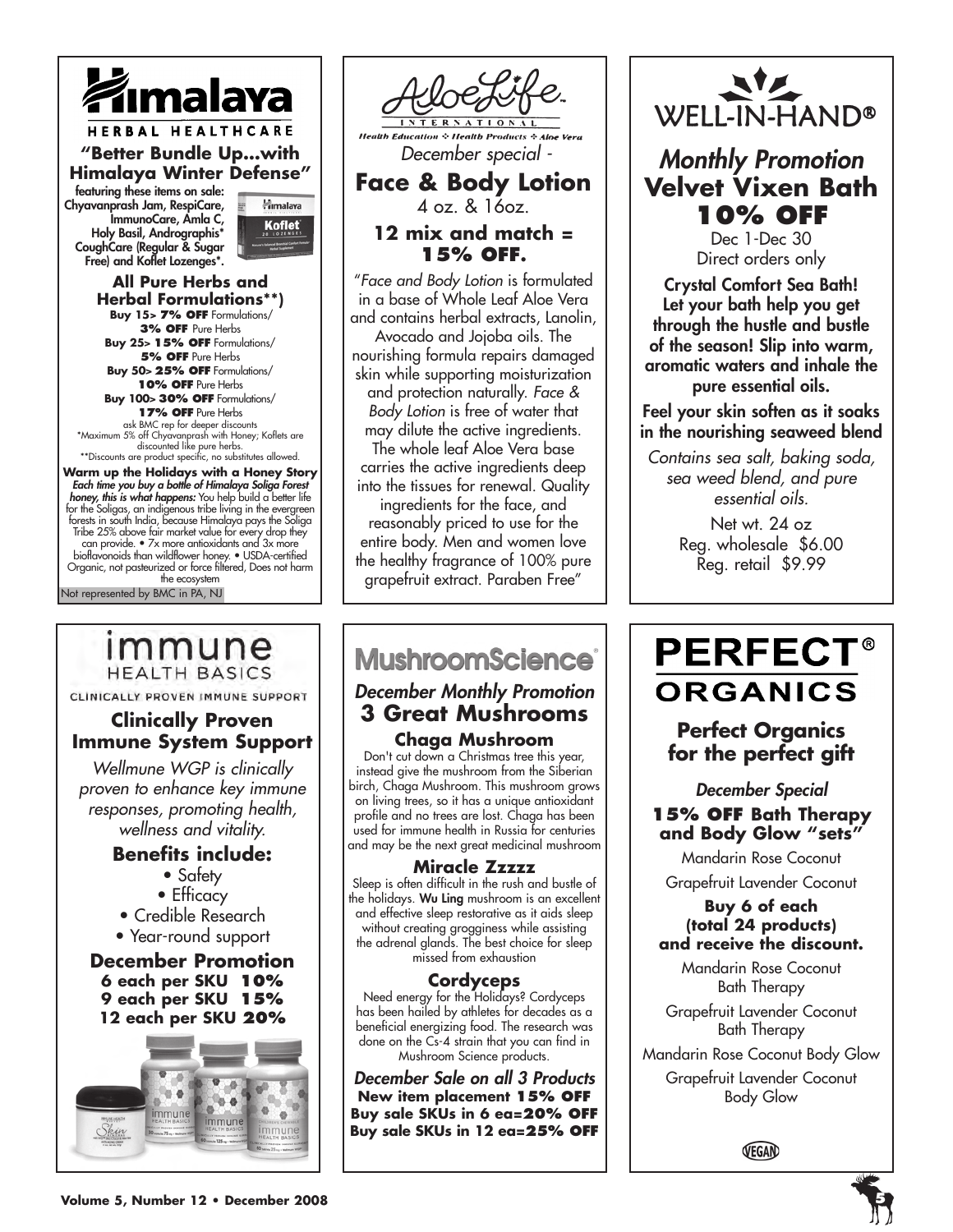# Himalaya HERBAL HEALTHCARE

## "Better Bundle Up...with Himalaya Winter Defense"

featuring these items on sale: Chyavanprash Jam, RespiCare, ImmunoCare, Amla C, Holy Basil, Andrographis* CoughCare (Regular & Sugar Free) and Koflet Lozenges*.

### All Pure Herbs and Herbal Formulations**)

**Buy 15> 7% OFF** Formulations/ **3% OFF** Pure Herbs
**Buy 25> 15% OFF** Formulations/ **5% OFF** Pure Herbs
**Buy 50> 25% OFF** Formulations/ **10% OFF** Pure Herbs
**Buy 100> 30% OFF** Formulations/ **17% OFF** Pure Herbs

ask BMC rep for deeper discounts
*Maximum 5% off Chyavanprash with Honey; Koflets are discounted like pure herbs.
**Discounts are product specific, no substitutes allowed.

**Warm up the Holidays with a Honey Story** ***Each time you buy a bottle of Himalaya Soliga Forest honey, this is what happens:*** You help build a better life for the Soligas, an indigenous tribe living in the evergreen forests in south India, because Himalaya pays the Soliga Tribe 25% above fair market value for every drop they can provide. • 7x more antioxidants and 3x more bioflavonoids than wildflower honey. • USDA-certified Organic, not pasteurized or force filtered, Does not harm the ecosystem

Not represented by BMC in PA, NJ

# AloeLife INTERNATIONAL

*Health Education ✧ Health Products ✧ Aloe Vera*

*December special -*

## Face & Body Lotion

4 oz. & 16oz.

### 12 mix and match = 15% OFF.

"*Face and Body Lotion* is formulated in a base of Whole Leaf Aloe Vera and contains herbal extracts, Lanolin, Avocado and Jojoba oils. The nourishing formula repairs damaged skin while supporting moisturization and protection naturally. *Face & Body Lotion* is free of water that may dilute the active ingredients. The whole leaf Aloe Vera base carries the active ingredients deep into the tissues for renewal. Quality ingredients for the face, and reasonably priced to use for the entire body. Men and women love the healthy fragrance of 100% pure grapefruit extract. Paraben Free"

# WELL-IN-HAND®

## *Monthly Promotion* Velvet Vixen Bath 10% OFF

Dec 1-Dec 30
Direct orders only

**Crystal Comfort Sea Bath! Let your bath help you get through the hustle and bustle of the season! Slip into warm, aromatic waters and inhale the pure essential oils.**

**Feel your skin soften as it soaks in the nourishing seaweed blend**

*Contains sea salt, baking soda, sea weed blend, and pure essential oils.*

Net wt. 24 oz
Reg. wholesale $6.00
Reg. retail $9.99

# immune HEALTH BASICS

CLINICALLY PROVEN IMMUNE SUPPORT

## Clinically Proven Immune System Support

*Wellmune WGP is clinically proven to enhance key immune responses, promoting health, wellness and vitality.*

### Benefits include:

- Safety
- Efficacy
- Credible Research
- Year-round support

### December Promotion

**6 each per SKU 10%**
**9 each per SKU 15%**
**12 each per SKU 20%**

# MushroomScience®

## *December Monthly Promotion* 3 Great Mushrooms

### Chaga Mushroom

Don't cut down a Christmas tree this year, instead give the mushroom from the Siberian birch, Chaga Mushroom. This mushroom grows on living trees, so it has a unique antioxidant profile and no trees are lost. Chaga has been used for immune health in Russia for centuries and may be the next great medicinal mushroom

### Miracle Zzzzz

Sleep is often difficult in the rush and bustle of the holidays. **Wu Ling** mushroom is an excellent and effective sleep restorative as it aids sleep without creating grogginess while assisting the adrenal glands. The best choice for sleep missed from exhaustion

### Cordyceps

Need energy for the Holidays? Cordyceps has been hailed by athletes for decades as a beneficial energizing food. The research was done on the Cs-4 strain that you can find in Mushroom Science products.

***December Sale on all 3 Products***
**New item placement 15% OFF**
**Buy sale SKUs in 6 ea=20% OFF**
**Buy sale SKUs in 12 ea=25% OFF**

# PERFECT® ORGANICS

## Perfect Organics for the perfect gift

***December Special***

### 15% OFF Bath Therapy and Body Glow "sets"

Mandarin Rose Coconut

Grapefruit Lavender Coconut

**Buy 6 of each (total 24 products) and receive the discount.**

Mandarin Rose Coconut Bath Therapy

Grapefruit Lavender Coconut Bath Therapy

Mandarin Rose Coconut Body Glow

Grapefruit Lavender Coconut Body Glow

VEGAN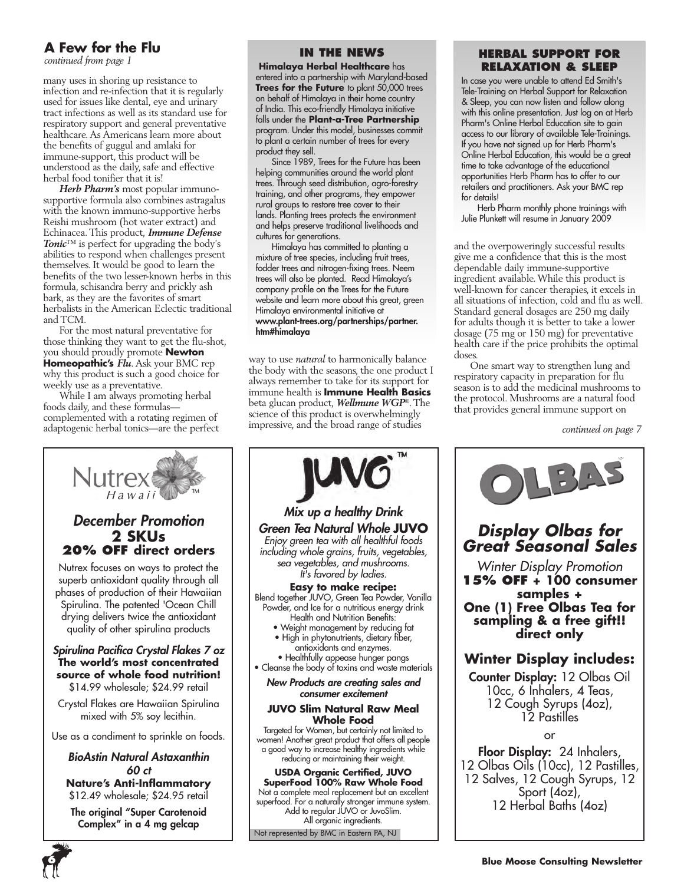## A Few for the Flu

*continued from page 1*

many uses in shoring up resistance to infection and re-infection that it is regularly used for issues like dental, eye and urinary tract infections as well as its standard use for respiratory support and general preventative healthcare. As Americans learn more about the benefits of guggul and amlaki for immune-support, this product will be understood as the daily, safe and effective herbal food tonifier that it is!

***Herb Pharm's*** most popular immuno-supportive formula also combines astragalus with the known immuno-supportive herbs Reishi mushroom (hot water extract) and Echinacea. This product, ***Immune Defense Tonic***™ is perfect for upgrading the body's abilities to respond when challenges present themselves. It would be good to learn the benefits of the two lesser-known herbs in this formula, schisandra berry and prickly ash bark, as they are the favorites of smart herbalists in the American Eclectic traditional and TCM.

For the most natural preventative for those thinking they want to get the flu-shot, you should proudly promote **Newton Homeopathic's** ***Flu***. Ask your BMC rep why this product is such a good choice for weekly use as a preventative.

While I am always promoting herbal foods daily, and these formulas—complemented with a rotating regimen of adaptogenic herbal tonics—are the perfect way to use *natural* to harmonically balance the body with the seasons, the one product I always remember to take for its support for immune health is **Immune Health Basics** beta glucan product, ***Wellmune WGP***®. The science of this product is overwhelmingly impressive, and the broad range of studies and the overpoweringly successful results give me a confidence that this is the most dependable daily immune-supportive ingredient available. While this product is well-known for cancer therapies, it excels in all situations of infection, cold and flu as well. Standard general dosages are 250 mg daily for adults though it is better to take a lower dosage (75 mg or 150 mg) for preventative health care if the price prohibits the optimal doses.

One smart way to strengthen lung and respiratory capacity in preparation for flu season is to add the medicinal mushrooms to the protocol. Mushrooms are a natural food that provides general immune support on

*continued on page 7*

### IN THE NEWS

**Himalaya Herbal Healthcare** has entered into a partnership with Maryland-based **Trees for the Future** to plant 50,000 trees on behalf of Himalaya in their home country of India. This eco-friendly Himalaya initiative falls under the **Plant-a-Tree Partnership** program. Under this model, businesses commit to plant a certain number of trees for every product they sell.

Since 1989, Trees for the Future has been helping communities around the world plant trees. Through seed distribution, agro-forestry training, and other programs, they empower rural groups to restore tree cover to their lands. Planting trees protects the environment and helps preserve traditional livelihoods and cultures for generations.

Himalaya has committed to planting a mixture of tree species, including fruit trees, fodder trees and nitrogen-fixing trees. Neem trees will also be planted. Read Himalaya's company profile on the Trees for the Future website and learn more about this great, green Himalaya environmental initiative at **www.plant-trees.org/partnerships/partner.htm#himalaya**

### HERBAL SUPPORT FOR RELAXATION & SLEEP

In case you were unable to attend Ed Smith's Tele-Training on Herbal Support for Relaxation & Sleep, you can now listen and follow along with this online presentation. Just log on at Herb Pharm's Online Herbal Education site to gain access to our library of available Tele-Trainings. If you have not signed up for Herb Pharm's Online Herbal Education, this would be a great time to take advantage of the educational opportunities Herb Pharm has to offer to our retailers and practitioners. Ask your BMC rep for details!

Herb Pharm monthly phone trainings with Julie Plunkett will resume in January 2009

---

Nutrex Hawaii™

### *December Promotion*
### 2 SKUs
### 20% OFF direct orders

Nutrex focuses on ways to protect the superb antioxidant quality through all phases of production of their Hawaiian Spirulina. The patented 'Ocean Chill drying delivers twice the antioxidant quality of other spirulina products

***Spirulina Pacifica Crystal Flakes 7 oz***
**The world's most concentrated source of whole food nutrition!**
$14.99 wholesale; $24.99 retail

Crystal Flakes are Hawaiian Spirulina mixed with 5% soy lecithin.

Use as a condiment to sprinkle on foods.

***BioAstin Natural Astaxanthin 60 ct***
**Nature's Anti-Inflammatory**
$12.49 wholesale; $24.95 retail

**The original "Super Carotenoid Complex" in a 4 mg gelcap**

---

JUVO™

### *Mix up a healthy Drink*
### *Green Tea Natural Whole* JUVO

*Enjoy green tea with all healthful foods including whole grains, fruits, vegetables, sea vegetables, and mushrooms. It's favored by ladies.*

**Easy to make recipe:**
Blend together JUVO, Green Tea Powder, Vanilla Powder, and Ice for a nutritious energy drink
Health and Nutrition Benefits:

- Weight management by reducing fat
- High in phytonutrients, dietary fiber, antioxidants and enzymes.
- Healthfully appease hunger pangs
- Cleanse the body of toxins and waste materials

***New Products are creating sales and consumer excitement***

**JUVO Slim Natural Raw Meal Whole Food**
Targeted for Women, but certainly not limited to women! Another great product that offers all people a good way to increase healthy ingredients while reducing or maintaining their weight.

**USDA Organic Certified, JUVO SuperFood 100% Raw Whole Food**
Not a complete meal replacement but an excellent superfood. For a naturally stronger immune system. Add to regular JUVO or JuvoSlim. All organic ingredients.

Not represented by BMC in Eastern PA, NJ

---

OLBAS

### *Display Olbas for Great Seasonal Sales*

*Winter Display Promotion*
**15% OFF + 100 consumer samples + One (1) Free Olbas Tea for sampling & a free gift!! direct only**

### Winter Display includes:

**Counter Display:** 12 Olbas Oil 10cc, 6 Inhalers, 4 Teas, 12 Cough Syrups (4oz), 12 Pastilles

or

**Floor Display:** 24 Inhalers, 12 Olbas Oils (10cc), 12 Pastilles, 12 Salves, 12 Cough Syrups, 12 Sport (4oz), 12 Herbal Baths (4oz)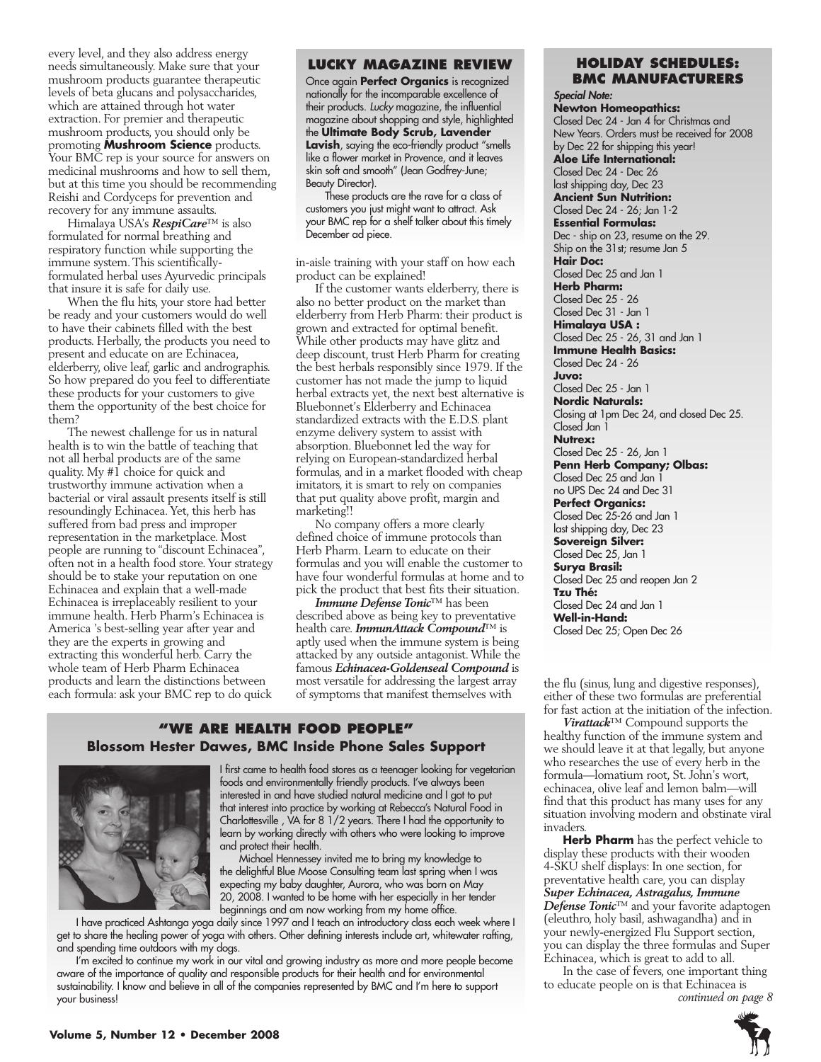every level, and they also address energy needs simultaneously. Make sure that your mushroom products guarantee therapeutic levels of beta glucans and polysaccharides, which are attained through hot water extraction. For premier and therapeutic mushroom products, you should only be promoting **Mushroom Science** products. Your BMC rep is your source for answers on medicinal mushrooms and how to sell them, but at this time you should be recommending Reishi and Cordyceps for prevention and recovery for any immune assaults.

Himalaya USA's ***RespiCare***™ is also formulated for normal breathing and respiratory function while supporting the immune system. This scientifically-formulated herbal uses Ayurvedic principals that insure it is safe for daily use.

When the flu hits, your store had better be ready and your customers would do well to have their cabinets filled with the best products. Herbally, the products you need to present and educate on are Echinacea, elderberry, olive leaf, garlic and andrographis. So how prepared do you feel to differentiate these products for your customers to give them the opportunity of the best choice for them?

The newest challenge for us in natural health is to win the battle of teaching that not all herbal products are of the same quality. My #1 choice for quick and trustworthy immune activation when a bacterial or viral assault presents itself is still resoundingly Echinacea. Yet, this herb has suffered from bad press and improper representation in the marketplace. Most people are running to "discount Echinacea", often not in a health food store. Your strategy should be to stake your reputation on one Echinacea and explain that a well-made Echinacea is irreplaceably resilient to your immune health. Herb Pharm's Echinacea is America 's best-selling year after year and they are the experts in growing and extracting this wonderful herb. Carry the whole team of Herb Pharm Echinacea products and learn the distinctions between each formula: ask your BMC rep to do quick in-aisle training with your staff on how each product can be explained!

If the customer wants elderberry, there is also no better product on the market than elderberry from Herb Pharm: their product is grown and extracted for optimal benefit. While other products may have glitz and deep discount, trust Herb Pharm for creating the best herbals responsibly since 1979. If the customer has not made the jump to liquid herbal extracts yet, the next best alternative is Bluebonnet's Elderberry and Echinacea standardized extracts with the E.D.S. plant enzyme delivery system to assist with absorption. Bluebonnet led the way for relying on European-standardized herbal formulas, and in a market flooded with cheap imitators, it is smart to rely on companies that put quality above profit, margin and marketing!!

No company offers a more clearly defined choice of immune protocols than Herb Pharm. Learn to educate on their formulas and you will enable the customer to have four wonderful formulas at home and to pick the product that best fits their situation.

***Immune Defense Tonic***™ has been described above as being key to preventative health care. ***ImmunAttack Compound***™ is aptly used when the immune system is being attacked by any outside antagonist. While the famous ***Echinacea-Goldenseal Compound*** is most versatile for addressing the largest array of symptoms that manifest themselves with the flu (sinus, lung and digestive responses), either of these two formulas are preferential for fast action at the initiation of the infection.

***Virattack***™ Compound supports the healthy function of the immune system and we should leave it at that legally, but anyone who researches the use of every herb in the formula—lomatium root, St. John's wort, echinacea, olive leaf and lemon balm—will find that this product has many uses for any situation involving modern and obstinate viral invaders.

**Herb Pharm** has the perfect vehicle to display these products with their wooden 4-SKU shelf displays: In one section, for preventative health care, you can display ***Super Echinacea, Astragalus, Immune Defense Tonic***™ and your favorite adaptogen (eleuthro, holy basil, ashwagandha) and in your newly-energized Flu Support section, you can display the three formulas and Super Echinacea, which is great to add to all.

In the case of fevers, one important thing to educate people on is that Echinacea is

*continued on page 8*

## LUCKY MAGAZINE REVIEW

Once again **Perfect Organics** is recognized nationally for the incomparable excellence of their products. *Lucky* magazine, the influential magazine about shopping and style, highlighted the **Ultimate Body Scrub, Lavender Lavish**, saying the eco-friendly product "smells like a flower market in Provence, and it leaves skin soft and smooth" (Jean Godfrey-June; Beauty Director).

These products are the rave for a class of customers you just might want to attract. Ask your BMC rep for a shelf talker about this timely December ad piece.

## HOLIDAY SCHEDULES: BMC MANUFACTURERS

***Special Note:***

**Newton Homeopathics:**
Closed Dec 24 - Jan 4 for Christmas and New Years. Orders must be received for 2008 by Dec 22 for shipping this year!

**Aloe Life International:**
Closed Dec 24 - Dec 26
last shipping day, Dec 23

**Ancient Sun Nutrition:**
Closed Dec 24 - 26; Jan 1-2

**Essential Formulas:**
Dec - ship on 23, resume on the 29.
Ship on the 31st; resume Jan 5

**Hair Doc:**
Closed Dec 25 and Jan 1

**Herb Pharm:**
Closed Dec 25 - 26
Closed Dec 31 - Jan 1

**Himalaya USA :**
Closed Dec 25 - 26, 31 and Jan 1

**Immune Health Basics:**
Closed Dec 24 - 26

**Juvo:**
Closed Dec 25 - Jan 1

**Nordic Naturals:**
Closing at 1pm Dec 24, and closed Dec 25.
Closed Jan 1

**Nutrex:**
Closed Dec 25 - 26, Jan 1

**Penn Herb Company; Olbas:**
Closed Dec 25 and Jan 1
no UPS Dec 24 and Dec 31

**Perfect Organics:**
Closed Dec 25-26 and Jan 1
last shipping day, Dec 23

**Sovereign Silver:**
Closed Dec 25, Jan 1

**Surya Brasil:**
Closed Dec 25 and reopen Jan 2

**Tzu Thé:**
Closed Dec 24 and Jan 1

**Well-in-Hand:**
Closed Dec 25; Open Dec 26

## "WE ARE HEALTH FOOD PEOPLE"
### Blossom Hester Dawes, BMC Inside Phone Sales Support

I first came to health food stores as a teenager looking for vegetarian foods and environmentally friendly products. I've always been interested in and have studied natural medicine and I got to put that interest into practice by working at Rebecca's Natural Food in Charlottesville , VA for 8 1/2 years. There I had the opportunity to learn by working directly with others who were looking to improve and protect their health.

Michael Hennessey invited me to bring my knowledge to the delightful Blue Moose Consulting team last spring when I was expecting my baby daughter, Aurora, who was born on May 20, 2008. I wanted to be home with her especially in her tender beginnings and am now working from my home office.

I have practiced Ashtanga yoga daily since 1997 and I teach an introductory class each week where I get to share the healing power of yoga with others. Other defining interests include art, whitewater rafting, and spending time outdoors with my dogs.

I'm excited to continue my work in our vital and growing industry as more and more people become aware of the importance of quality and responsible products for their health and for environmental sustainability. I know and believe in all of the companies represented by BMC and I'm here to support your business!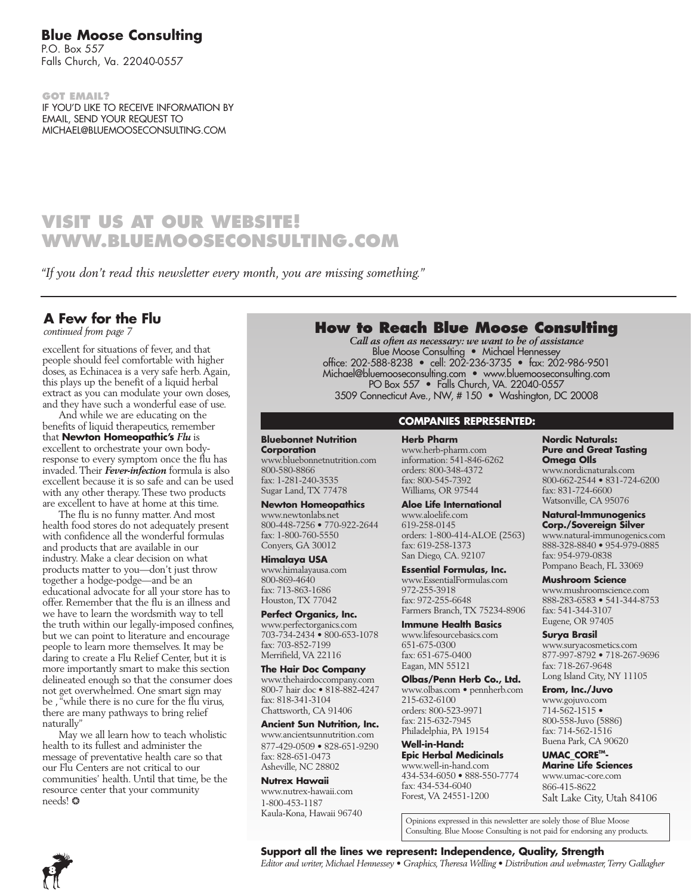**Blue Moose Consulting**
P.O. Box 557
Falls Church, Va. 22040-0557

**GOT EMAIL?**
IF YOU'D LIKE TO RECEIVE INFORMATION BY EMAIL, SEND YOUR REQUEST TO MICHAEL@BLUEMOOSECONSULTING.COM

## VISIT US AT OUR WEBSITE! WWW.BLUEMOOSECONSULTING.COM

*"If you don't read this newsletter every month, you are missing something."*

## A Few for the Flu

*continued from page 7*

excellent for situations of fever, and that people should feel comfortable with higher doses, as Echinacea is a very safe herb. Again, this plays up the benefit of a liquid herbal extract as you can modulate your own doses, and they have such a wonderful ease of use.

And while we are educating on the benefits of liquid therapeutics, remember that **Newton Homeopathic's *Flu*** is excellent to orchestrate your own body-response to every symptom once the flu has invaded. Their ***Fever-infection*** formula is also excellent because it is so safe and can be used with any other therapy. These two products are excellent to have at home at this time.

The flu is no funny matter. And most health food stores do not adequately present with confidence all the wonderful formulas and products that are available in our industry. Make a clear decision on what products matter to you—don't just throw together a hodge-podge—and be an educational advocate for all your store has to offer. Remember that the flu is an illness and we have to learn the wordsmith way to tell the truth within our legally-imposed confines, but we can point to literature and encourage people to learn more themselves. It may be daring to create a Flu Relief Center, but it is more importantly smart to make this section delineated enough so that the consumer does not get overwhelmed. One smart sign may be , "while there is no cure for the flu virus, there are many pathways to bring relief naturally"

May we all learn how to teach wholistic health to its fullest and administer the message of preventative health care so that our Flu Centers are not critical to our communities' health. Until that time, be the resource center that your community needs! ✪

## How to Reach Blue Moose Consulting

*Call as often as necessary: we want to be of assistance*
Blue Moose Consulting • Michael Hennessey
office: 202-588-8238 • cell: 202-236-3735 • fax: 202-986-9501
Michael@bluemooseconsulting.com • www.bluemooseconsulting.com
PO Box 557 • Falls Church, VA. 22040-0557
3509 Connecticut Ave., NW, # 150 • Washington, DC 20008

### COMPANIES REPRESENTED:

**Bluebonnet Nutrition Corporation**
www.bluebonnetnutrition.com
800-580-8866
fax: 1-281-240-3535
Sugar Land, TX 77478

**Newton Homeopathics**
www.newtonlabs.net
800-448-7256 • 770-922-2644
fax: 1-800-760-5550
Conyers, GA 30012

**Himalaya USA**
www.himalayausa.com
800-869-4640
fax: 713-863-1686
Houston, TX 77042

**Perfect Organics, Inc.**
www.perfectorganics.com
703-734-2434 • 800-653-1078
fax: 703-852-7199
Merrifield, VA 22116

**The Hair Doc Company**
www.thehairdoccompany.com
800-7 hair doc • 818-882-4247
fax: 818-341-3104
Chattsworth, CA 91406

**Ancient Sun Nutrition, Inc.**
www.ancientsunnutrition.com
877-429-0509 • 828-651-9290
fax: 828-651-0473
Asheville, NC 28802

**Nutrex Hawaii**
www.nutrex-hawaii.com
1-800-453-1187
Kaula-Kona, Hawaii 96740

**Herb Pharm**
www.herb-pharm.com
information: 541-846-6262
orders: 800-348-4372
fax: 800-545-7392
Williams, OR 97544

**Aloe Life International**
www.aloelife.com
619-258-0145
orders: 1-800-414-ALOE (2563)
fax: 619-258-1373
San Diego, CA. 92107

**Essential Formulas, Inc.**
www.EssentialFormulas.com
972-255-3918
fax: 972-255-6648
Farmers Branch, TX 75234-8906

**Immune Health Basics**
www.lifesourcebasics.com
651-675-0300
fax: 651-675-0400
Eagan, MN 55121

**Olbas/Penn Herb Co., Ltd.**
www.olbas.com • pennherb.com
215-632-6100
orders: 800-523-9971
fax: 215-632-7945
Philadelphia, PA 19154

**Well-in-Hand: Epic Herbal Medicinals**
www.well-in-hand.com
434-534-6050 • 888-550-7774
fax: 434-534-6040
Forest, VA 24551-1200

**Nordic Naturals: Pure and Great Tasting Omega Oils**
www.nordicnaturals.com
800-662-2544 • 831-724-6200
fax: 831-724-6600
Watsonville, CA 95076

**Natural-Immunogenics Corp./Sovereign Silver**
www.natural-immunogenics.com
888-328-8840 • 954-979-0885
fax: 954-979-0838
Pompano Beach, FL 33069

**Mushroom Science**
www.mushroomscience.com
888-283-6583 • 541-344-8753
fax: 541-344-3107
Eugene, OR 97405

**Surya Brasil**
www.suryacosmetics.com
877-997-8792 • 718-267-9696
fax: 718-267-9648
Long Island City, NY 11105

**Erom, Inc./Juvo**
www.gojuvo.com
714-562-1515 •
800-558-Juvo (5886)
fax: 714-562-1516
Buena Park, CA 90620

**UMAC_CORE™- Marine Life Sciences**
www.umac-core.com
866-415-8622
Salt Lake City, Utah 84106

Opinions expressed in this newsletter are solely those of Blue Moose Consulting. Blue Moose Consulting is not paid for endorsing any products.

**Support all the lines we represent: Independence, Quality, Strength**
*Editor and writer, Michael Hennessey • Graphics, Theresa Welling • Distribution and webmaster, Terry Gallagher*